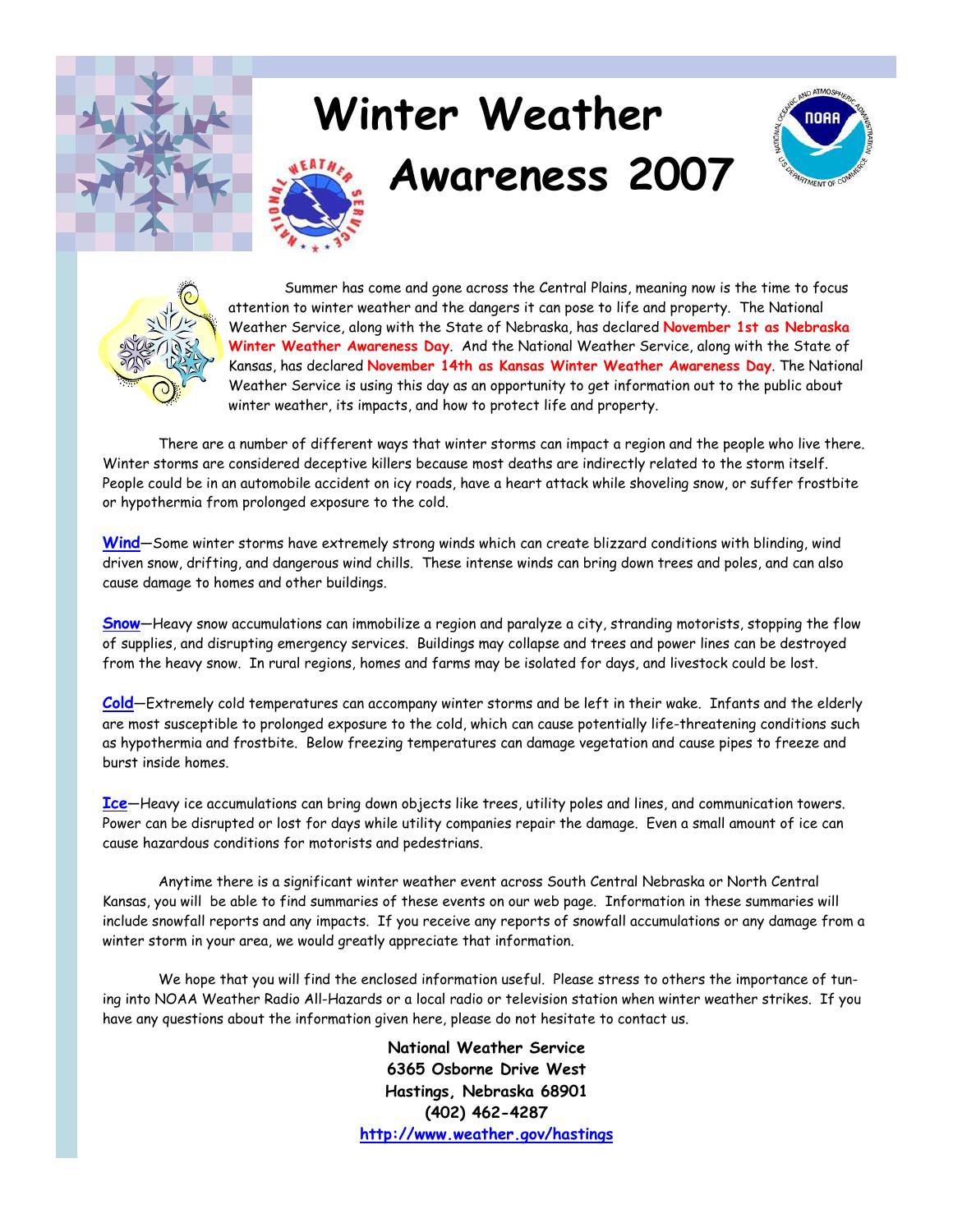# Winter Weather Awareness 2007

Summer has come and gone across the Central Plains, meaning now is the time to focus attention to winter weather and the dangers it can pose to life and property. The National Weather Service, along with the State of Nebraska, has declared **November 1st as Nebraska Winter Weather Awareness Day**. And the National Weather Service, along with the State of Kansas, has declared **November 14th as Kansas Winter Weather Awareness Day**. The National Weather Service is using this day as an opportunity to get information out to the public about winter weather, its impacts, and how to protect life and property.

There are a number of different ways that winter storms can impact a region and the people who live there. Winter storms are considered deceptive killers because most deaths are indirectly related to the storm itself. People could be in an automobile accident on icy roads, have a heart attack while shoveling snow, or suffer frostbite or hypothermia from prolonged exposure to the cold.

**Wind**—Some winter storms have extremely strong winds which can create blizzard conditions with blinding, wind driven snow, drifting, and dangerous wind chills. These intense winds can bring down trees and poles, and can also cause damage to homes and other buildings.

**Snow**—Heavy snow accumulations can immobilize a region and paralyze a city, stranding motorists, stopping the flow of supplies, and disrupting emergency services. Buildings may collapse and trees and power lines can be destroyed from the heavy snow. In rural regions, homes and farms may be isolated for days, and livestock could be lost.

**Cold**—Extremely cold temperatures can accompany winter storms and be left in their wake. Infants and the elderly are most susceptible to prolonged exposure to the cold, which can cause potentially life-threatening conditions such as hypothermia and frostbite. Below freezing temperatures can damage vegetation and cause pipes to freeze and burst inside homes.

**Ice**—Heavy ice accumulations can bring down objects like trees, utility poles and lines, and communication towers. Power can be disrupted or lost for days while utility companies repair the damage. Even a small amount of ice can cause hazardous conditions for motorists and pedestrians.

Anytime there is a significant winter weather event across South Central Nebraska or North Central Kansas, you will be able to find summaries of these events on our web page. Information in these summaries will include snowfall reports and any impacts. If you receive any reports of snowfall accumulations or any damage from a winter storm in your area, we would greatly appreciate that information.

We hope that you will find the enclosed information useful. Please stress to others the importance of tuning into NOAA Weather Radio All-Hazards or a local radio or television station when winter weather strikes. If you have any questions about the information given here, please do not hesitate to contact us.

**National Weather Service**
**6365 Osborne Drive West**
**Hastings, Nebraska 68901**
**(402) 462-4287**
**http://www.weather.gov/hastings**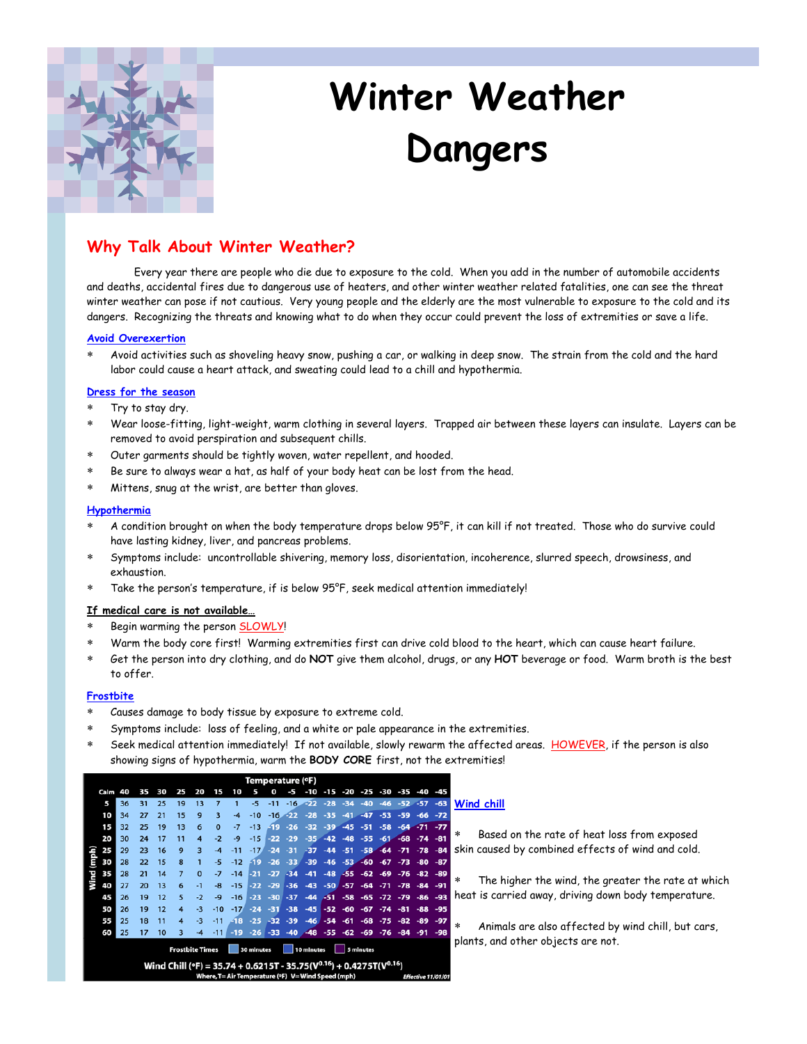# Winter Weather Dangers

## Why Talk About Winter Weather?

Every year there are people who die due to exposure to the cold. When you add in the number of automobile accidents and deaths, accidental fires due to dangerous use of heaters, and other winter weather related fatalities, one can see the threat winter weather can pose if not cautious. Very young people and the elderly are the most vulnerable to exposure to the cold and its dangers. Recognizing the threats and knowing what to do when they occur could prevent the loss of extremities or save a life.

### Avoid Overexertion

* Avoid activities such as shoveling heavy snow, pushing a car, or walking in deep snow. The strain from the cold and the hard labor could cause a heart attack, and sweating could lead to a chill and hypothermia.

### Dress for the season

* Try to stay dry.
* Wear loose-fitting, light-weight, warm clothing in several layers. Trapped air between these layers can insulate. Layers can be removed to avoid perspiration and subsequent chills.
* Outer garments should be tightly woven, water repellent, and hooded.
* Be sure to always wear a hat, as half of your body heat can be lost from the head.
* Mittens, snug at the wrist, are better than gloves.

### Hypothermia

* A condition brought on when the body temperature drops below 95°F, it can kill if not treated. Those who do survive could have lasting kidney, liver, and pancreas problems.
* Symptoms include: uncontrollable shivering, memory loss, disorientation, incoherence, slurred speech, drowsiness, and exhaustion.
* Take the person's temperature, if is below 95°F, seek medical attention immediately!

### If medical care is not available…

* Begin warming the person SLOWLY!
* Warm the body core first! Warming extremities first can drive cold blood to the heart, which can cause heart failure.
* Get the person into dry clothing, and do **NOT** give them alcohol, drugs, or any **HOT** beverage or food. Warm broth is the best to offer.

### Frostbite

* Causes damage to body tissue by exposure to extreme cold.
* Symptoms include: loss of feeling, and a white or pale appearance in the extremities.
* Seek medical attention immediately! If not available, slowly rewarm the affected areas. HOWEVER, if the person is also showing signs of hypothermia, warm the **BODY CORE** first, not the extremities!

| Wind (mph) \ Temperature (°F) | 40 | 35 | 30 | 25 | 20 | 15 | 10 | 5 | 0 | -5 | -10 | -15 | -20 | -25 | -30 | -35 | -40 | -45 |
|---|---|---|---|---|---|---|---|---|---|---|---|---|---|---|---|---|---|---|
| 5 | 36 | 31 | 25 | 19 | 13 | 7 | 1 | -5 | -11 | -16 | -22 | -28 | -34 | -40 | -46 | -52 | -57 | -63 |
| 10 | 34 | 27 | 21 | 15 | 9 | 3 | -4 | -10 | -16 | -22 | -28 | -35 | -41 | -47 | -53 | -59 | -66 | -72 |
| 15 | 32 | 25 | 19 | 13 | 6 | 0 | -7 | -13 | -19 | -26 | -32 | -39 | -45 | -51 | -58 | -64 | -71 | -77 |
| 20 | 30 | 24 | 17 | 11 | 4 | -2 | -9 | -15 | -22 | -29 | -35 | -42 | -48 | -55 | -61 | -68 | -74 | -81 |
| 25 | 29 | 23 | 16 | 9 | 3 | -4 | -11 | -17 | -24 | -31 | -37 | -44 | -51 | -58 | -64 | -71 | -78 | -84 |
| 30 | 28 | 22 | 15 | 8 | 1 | -5 | -12 | -19 | -26 | -33 | -39 | -46 | -53 | -60 | -67 | -73 | -80 | -87 |
| 35 | 28 | 21 | 14 | 7 | 0 | -7 | -14 | -21 | -27 | -34 | -41 | -48 | -55 | -62 | -69 | -76 | -82 | -89 |
| 40 | 27 | 20 | 13 | 6 | -1 | -8 | -15 | -22 | -29 | -36 | -43 | -50 | -57 | -64 | -71 | -78 | -84 | -91 |
| 45 | 26 | 19 | 12 | 5 | -2 | -9 | -16 | -23 | -30 | -37 | -44 | -51 | -58 | -65 | -72 | -79 | -86 | -93 |
| 50 | 26 | 19 | 12 | 4 | -3 | -10 | -17 | -24 | -31 | -38 | -45 | -52 | -60 | -67 | -74 | -81 | -88 | -95 |
| 55 | 25 | 18 | 11 | 4 | -3 | -11 | -18 | -25 | -32 | -39 | -46 | -54 | -61 | -68 | -75 | -82 | -89 | -97 |
| 60 | 25 | 17 | 10 | 3 | -4 | -11 | -19 | -26 | -33 | -40 | -48 | -55 | -62 | -69 | -76 | -84 | -91 | -98 |

Frostbite Times: 30 minutes, 10 minutes, 5 minutes

Wind Chill (°F) = $35.74 + 0.6215T - 35.75(V^{0.16}) + 0.4275T(V^{0.16})$

Where, T = Air Temperature (°F) V = Wind Speed (mph)

Effective 11/01/01

### Wind chill

* Based on the rate of heat loss from exposed skin caused by combined effects of wind and cold.
* The higher the wind, the greater the rate at which heat is carried away, driving down body temperature.
* Animals are also affected by wind chill, but cars, plants, and other objects are not.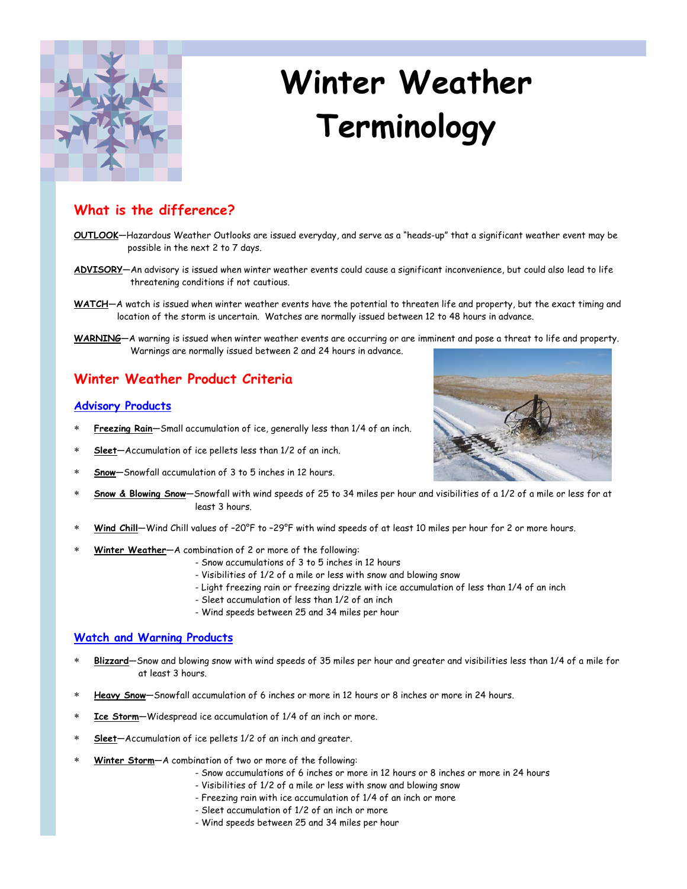# Winter Weather Terminology

## What is the difference?

**OUTLOOK**—Hazardous Weather Outlooks are issued everyday, and serve as a "heads-up" that a significant weather event may be possible in the next 2 to 7 days.

**ADVISORY**—An advisory is issued when winter weather events could cause a significant inconvenience, but could also lead to life threatening conditions if not cautious.

**WATCH**—A watch is issued when winter weather events have the potential to threaten life and property, but the exact timing and location of the storm is uncertain. Watches are normally issued between 12 to 48 hours in advance.

**WARNING**—A warning is issued when winter weather events are occurring or are imminent and pose a threat to life and property. Warnings are normally issued between 2 and 24 hours in advance.

## Winter Weather Product Criteria

### Advisory Products

* **Freezing Rain**—Small accumulation of ice, generally less than 1/4 of an inch.
* **Sleet**—Accumulation of ice pellets less than 1/2 of an inch.
* **Snow**—Snowfall accumulation of 3 to 5 inches in 12 hours.
* **Snow & Blowing Snow**—Snowfall with wind speeds of 25 to 34 miles per hour and visibilities of a 1/2 of a mile or less for at least 3 hours.
* **Wind Chill**—Wind Chill values of –20°F to –29°F with wind speeds of at least 10 miles per hour for 2 or more hours.
* **Winter Weather**—A combination of 2 or more of the following:
  - Snow accumulations of 3 to 5 inches in 12 hours
  - Visibilities of 1/2 of a mile or less with snow and blowing snow
  - Light freezing rain or freezing drizzle with ice accumulation of less than 1/4 of an inch
  - Sleet accumulation of less than 1/2 of an inch
  - Wind speeds between 25 and 34 miles per hour

### Watch and Warning Products

* **Blizzard**—Snow and blowing snow with wind speeds of 35 miles per hour and greater and visibilities less than 1/4 of a mile for at least 3 hours.
* **Heavy Snow**—Snowfall accumulation of 6 inches or more in 12 hours or 8 inches or more in 24 hours.
* **Ice Storm**—Widespread ice accumulation of 1/4 of an inch or more.
* **Sleet**—Accumulation of ice pellets 1/2 of an inch and greater.
* **Winter Storm**—A combination of two or more of the following:
  - Snow accumulations of 6 inches or more in 12 hours or 8 inches or more in 24 hours
  - Visibilities of 1/2 of a mile or less with snow and blowing snow
  - Freezing rain with ice accumulation of 1/4 of an inch or more
  - Sleet accumulation of 1/2 of an inch or more
  - Wind speeds between 25 and 34 miles per hour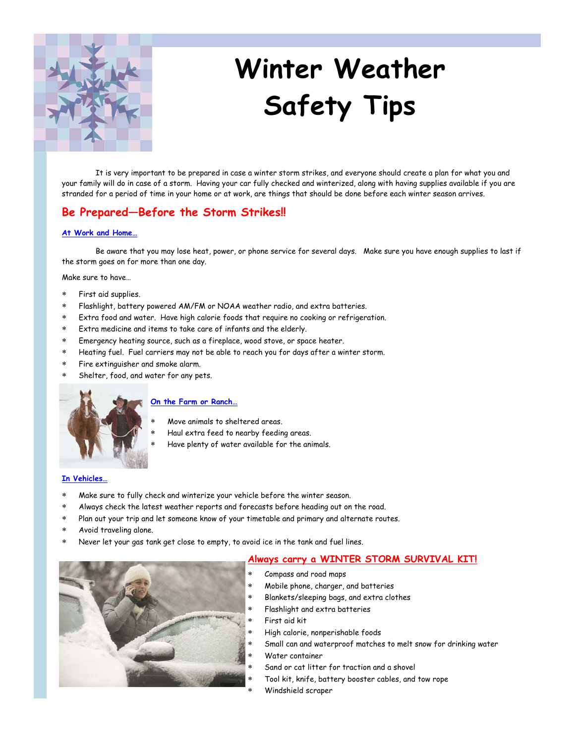# Winter Weather Safety Tips

It is very important to be prepared in case a winter storm strikes, and everyone should create a plan for what you and your family will do in case of a storm. Having your car fully checked and winterized, along with having supplies available if you are stranded for a period of time in your home or at work, are things that should be done before each winter season arrives.

## Be Prepared—Before the Storm Strikes!!

### At Work and Home…

Be aware that you may lose heat, power, or phone service for several days. Make sure you have enough supplies to last if the storm goes on for more than one day.

Make sure to have…

- First aid supplies.
- Flashlight, battery powered AM/FM or NOAA weather radio, and extra batteries.
- Extra food and water. Have high calorie foods that require no cooking or refrigeration.
- Extra medicine and items to take care of infants and the elderly.
- Emergency heating source, such as a fireplace, wood stove, or space heater.
- Heating fuel. Fuel carriers may not be able to reach you for days after a winter storm.
- Fire extinguisher and smoke alarm.
- Shelter, food, and water for any pets.

### On the Farm or Ranch…

- Move animals to sheltered areas.
- Haul extra feed to nearby feeding areas.
- Have plenty of water available for the animals.

### In Vehicles…

- Make sure to fully check and winterize your vehicle before the winter season.
- Always check the latest weather reports and forecasts before heading out on the road.
- Plan out your trip and let someone know of your timetable and primary and alternate routes.
- Avoid traveling alone.
- Never let your gas tank get close to empty, to avoid ice in the tank and fuel lines.

## Always carry a WINTER STORM SURVIVAL KIT!

- Compass and road maps
- Mobile phone, charger, and batteries
- Blankets/sleeping bags, and extra clothes
- Flashlight and extra batteries
- First aid kit
- High calorie, nonperishable foods
- Small can and waterproof matches to melt snow for drinking water
- Water container
- Sand or cat litter for traction and a shovel
- Tool kit, knife, battery booster cables, and tow rope
- Windshield scraper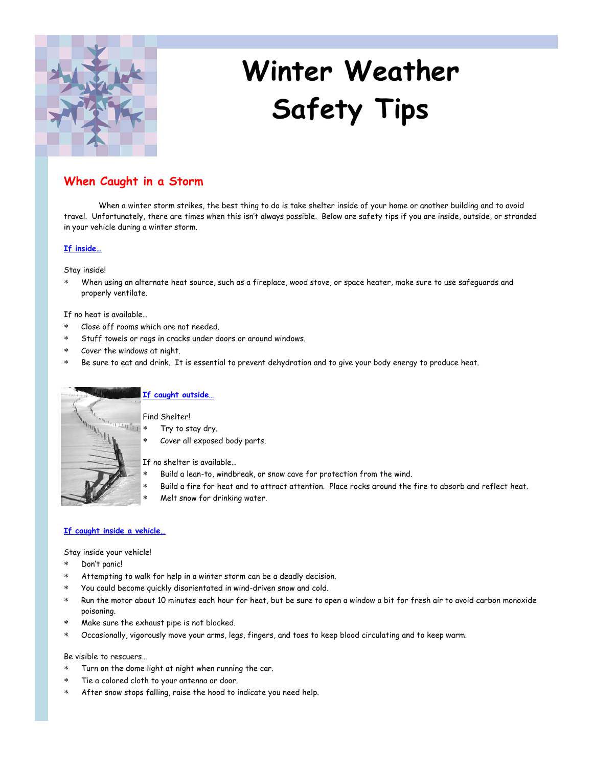# Winter Weather Safety Tips

## When Caught in a Storm

When a winter storm strikes, the best thing to do is take shelter inside of your home or another building and to avoid travel. Unfortunately, there are times when this isn't always possible. Below are safety tips if you are inside, outside, or stranded in your vehicle during a winter storm.

### If inside…

Stay inside!

* When using an alternate heat source, such as a fireplace, wood stove, or space heater, make sure to use safeguards and properly ventilate.

If no heat is available…

* Close off rooms which are not needed.
* Stuff towels or rags in cracks under doors or around windows.
* Cover the windows at night.
* Be sure to eat and drink. It is essential to prevent dehydration and to give your body energy to produce heat.

### If caught outside…

Find Shelter!

* Try to stay dry.
* Cover all exposed body parts.

If no shelter is available…

* Build a lean-to, windbreak, or snow cave for protection from the wind.
* Build a fire for heat and to attract attention. Place rocks around the fire to absorb and reflect heat.
* Melt snow for drinking water.

### If caught inside a vehicle…

Stay inside your vehicle!

* Don't panic!
* Attempting to walk for help in a winter storm can be a deadly decision.
* You could become quickly disorientated in wind-driven snow and cold.
* Run the motor about 10 minutes each hour for heat, but be sure to open a window a bit for fresh air to avoid carbon monoxide poisoning.
* Make sure the exhaust pipe is not blocked.
* Occasionally, vigorously move your arms, legs, fingers, and toes to keep blood circulating and to keep warm.

Be visible to rescuers…

* Turn on the dome light at night when running the car.
* Tie a colored cloth to your antenna or door.
* After snow stops falling, raise the hood to indicate you need help.